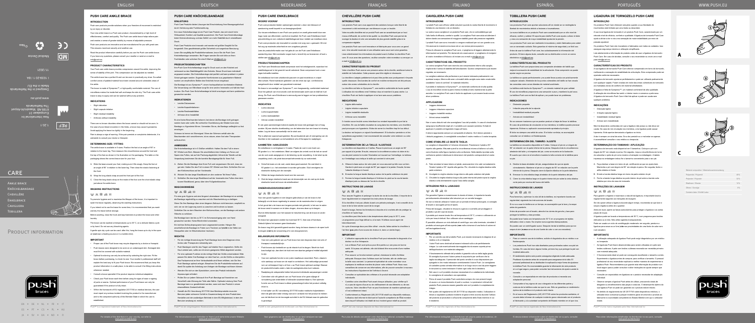CARE

Ankle brace
Knöchelbandage
Cheville
Enkelbrace
Caviglia
Tobillera

Product information

Nea International bv
Europalaan 31
6199 AB Maastricht-Airport
The Netherlands
www.push.eu

1.20.1

11/2021

1.0332.20 / 1 / AA

Designed in the Netherlands
Made in the EU

Medical Device

# PUSH CARE ANKLE BRACE

## INTRODUCTION

Push care products provide solutions when your freedom of movement is restricted by an injury or disorder.

Your new ankle brace is a Push care product, characterised by a high level of effectiveness, comfort and quality. The Push care ankle brace helps reduce pain and creates a sense of greater stability by means of adjustable pressure.

Push care products are innovative and are manufactured for you with great care. This ensures maximum security and comfort as well.

Read the product information carefully before you use the Push care ankle brace. If you have any questions, please consult your retailer or send an e-mail to info@push.eu.

## PRODUCT CHARACTERISTICS

Your Push care ankle brace provides compression around the ankle, improving the sense of stability of the joint. This compression can be adjusted as needed.

The ankle brace has a perfect fit and can be worn in practically any shoe. Its useful comfort zones of padded material have been incorporated around vulnerable areas of the ankle.

The brace is made of Sympress™, a high quality comfortable material. The use of microfibres makes the material soft and keeps the skin dry. The Push care ankle brace is easy to apply and can be washed without any problem.

## INDICATIONS

- Slight sprain
- Slight capsule irritation
- Slight residual instability
- Arthrosis without instability

There are no known disorders where the brace cannot or should not be worn. In the case of poor blood circulation in the limbs, a brace may cause hypoxemia. Avoid applying the brace too tightly in the beginning.

Pain is always a sign of warning. If the pain persists or complaints deteriorate, it is advisable to consult your doctor or therapist.

## DETERMINING SIZE / FITTING

The ankle brace is available in 5 sizes. Position the foot at an angle of 90° in relation to the lower leg. Then measure the circumference around the heel and the top of the foot as shown in the illustration on the packaging. The table on the packaging shows the correct brace size for your foot.

A. Slide the brace around your foot, making sure it fits snugly. Keep the foot at an angle of 90° in relation to the lower leg. Then close the elastic fastening at the front.

B. Wrap the long elastic strap around the front part of the foot.

C. Close the long elastic strap on the inside of the foot over the short elastic strap just above the ankle bone.

## WASHING INSTRUCTIONS

To preserve hygiene and to maximise the lifespan of the brace, it is important to wash the brace regularly, observing the washing instructions.

If you intend not to use the brace for some time, it is recommended that you wash and dry the brace before storage.

Before washing, close the hook and loop fasteners to protect the brace and other laundry.

The brace can be washed at temperatures up to 30°C, on a delicate fabrics cycle or by hand. Do not use any bleaching agents.

A gentle spin-dry cycle can be used; after this, hang the brace up to dry in the open air (not near a heating source or in a tumble drier).

## IMPORTANT

- Proper use of the Push brace may require diagnosis by a doctor or therapist.
- Push braces were designed to be worn on an undamaged skin. Damaged skin must first be covered with suitable material.
- Optimal functioning can only be achieved by selecting the right size. Fit the brace before purchasing to check its size. Your retailer's professional staff will explain the best way to fit your Push brace. We recommend that you keep this product information in a safe place, to be able to consult it for fitting instructions whenever needed.
- Consult a brace specialist if the product requires individual adaptation.
- Check your Push brace each time before using for signs of wear or ageing of parts or seams. Optimal performance of your Push brace can only be guaranteed if the product is fully intact.
- Within the framework of EU regulation 2017/745 on medical devices, the user must report any serious incident involving the product to the manufacturer and to the competent authority of the Member State in which the user is established.

Push® is a registered trademark of Nea International bv.

For details of the distributor in your country, we refer to www.push.eu/distributors

# PUSH CARE KNÖCHELBANDAGE

# PUSH CARE ENKELBRACE

# CHEVILLÈRE PUSH CARE

# CAVIGLIERA PUSH CARE

# TOBILLERA PUSH CARE

# LIGADURA DE TORNOZELO PUSH CARE

www.push.eu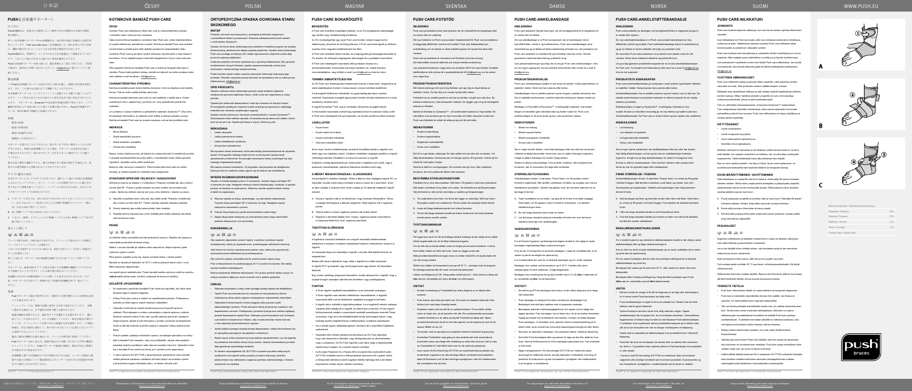日本語

ČESKY

POLSKI

MAGYAR

SVENSKA

DANSK

NORSK

SUOMI

WWW.PUSH.EU

# PUSH足首保護サポーター

# KOTNÍKOVÁ BANDÁŽ PUSH CARE

# ORTOPEDYCZNA OPASKA OCHRONNA STAWU SKOKOWEGO

# PUSH CARE BOKARÖGZÍTŐ

# PUSH CARE-FOTSTÖD

# PUSH CARE-ANKELBANDAGE

# PUSH CARE-ANKELSTØTTEBANDASJE

# PUSH CARE-NILKKATUKI

push braces